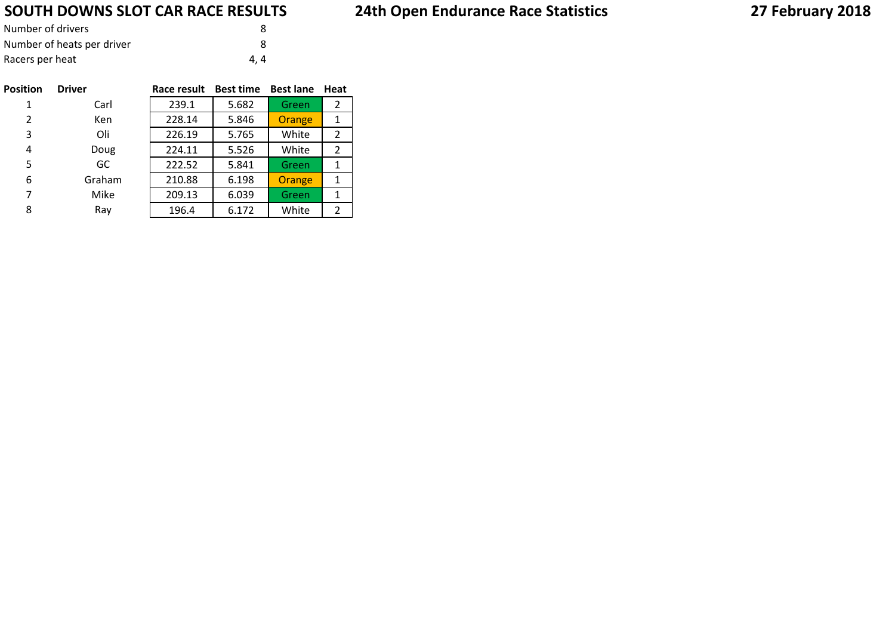# SOUTH DOWNS SLOT CAR RACE RESULTS

## 24th Open Endurance Race Statistics

**27 February 2018**

| | |
|---|---|
| Number of drivers | 8 |
| Number of heats per driver | 8 |
| Racers per heat | 4, 4 |

| Position | Driver | Race result | Best time | Best lane | Heat |
|---|---|---|---|---|---|
| 1 | Carl | 239.1 | 5.682 | Green | 2 |
| 2 | Ken | 228.14 | 5.846 | Orange | 1 |
| 3 | Oli | 226.19 | 5.765 | White | 2 |
| 4 | Doug | 224.11 | 5.526 | White | 2 |
| 5 | GC | 222.52 | 5.841 | Green | 1 |
| 6 | Graham | 210.88 | 6.198 | Orange | 1 |
| 7 | Mike | 209.13 | 6.039 | Green | 1 |
| 8 | Ray | 196.4 | 6.172 | White | 2 |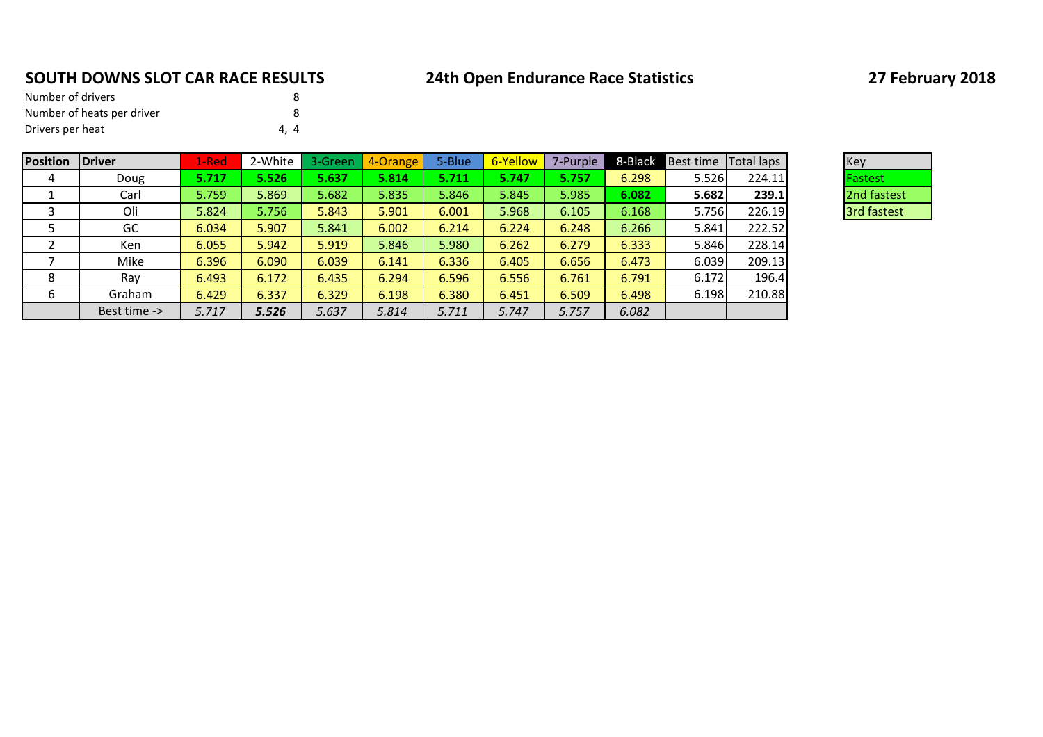**SOUTH DOWNS SLOT CAR RACE RESULTS** **24th Open Endurance Race Statistics** **27 February 2018**

| | |
|---|---|
| Number of drivers | 8 |
| Number of heats per driver | 8 |
| Drivers per heat | 4, 4 |

| Position | Driver | 1-Red | 2-White | 3-Green | 4-Orange | 5-Blue | 6-Yellow | 7-Purple | 8-Black | Best time | Total laps |
|---|---|---|---|---|---|---|---|---|---|---|---|
| 4 | Doug | **5.717** | **5.526** | **5.637** | **5.814** | **5.711** | **5.747** | **5.757** | 6.298 | 5.526 | 224.11 |
| 1 | Carl | 5.759 | 5.869 | 5.682 | 5.835 | 5.846 | 5.845 | 5.985 | **6.082** | **5.682** | **239.1** |
| 3 | Oli | 5.824 | 5.756 | 5.843 | 5.901 | 6.001 | 5.968 | 6.105 | 6.168 | 5.756 | 226.19 |
| 5 | GC | 6.034 | 5.907 | 5.841 | 6.002 | 6.214 | 6.224 | 6.248 | 6.266 | 5.841 | 222.52 |
| 2 | Ken | 6.055 | 5.942 | 5.919 | 5.846 | 5.980 | 6.262 | 6.279 | 6.333 | 5.846 | 228.14 |
| 7 | Mike | 6.396 | 6.090 | 6.039 | 6.141 | 6.336 | 6.405 | 6.656 | 6.473 | 6.039 | 209.13 |
| 8 | Ray | 6.493 | 6.172 | 6.435 | 6.294 | 6.596 | 6.556 | 6.761 | 6.791 | 6.172 | 196.4 |
| 6 | Graham | 6.429 | 6.337 | 6.329 | 6.198 | 6.380 | 6.451 | 6.509 | 6.498 | 6.198 | 210.88 |
| | Best time -> | *5.717* | ***5.526*** | *5.637* | *5.814* | *5.711* | *5.747* | *5.757* | *6.082* | | |

| Key |
|---|
| Fastest |
| 2nd fastest |
| 3rd fastest |